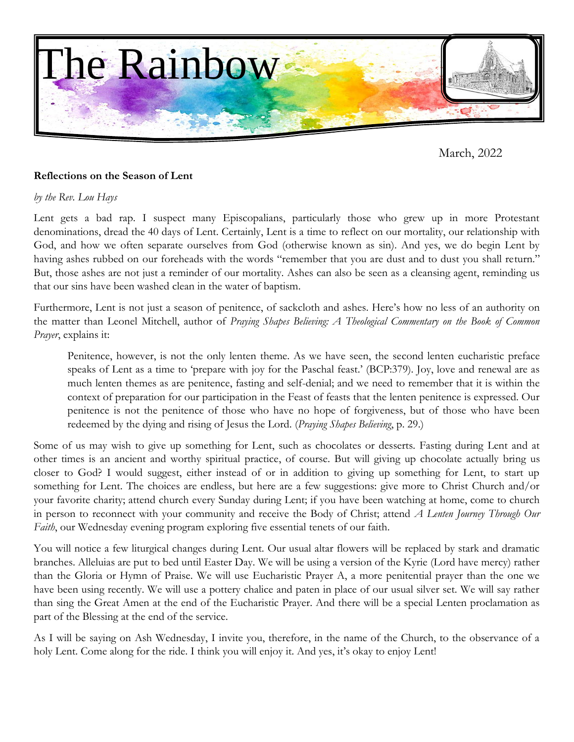# The Rainbow

March, 2022

**Reflections on the Season of Lent**

*by the Rev. Lou Hays*

Lent gets a bad rap. I suspect many Episcopalians, particularly those who grew up in more Protestant denominations, dread the 40 days of Lent. Certainly, Lent is a time to reflect on our mortality, our relationship with God, and how we often separate ourselves from God (otherwise known as sin). And yes, we do begin Lent by having ashes rubbed on our foreheads with the words "remember that you are dust and to dust you shall return." But, those ashes are not just a reminder of our mortality. Ashes can also be seen as a cleansing agent, reminding us that our sins have been washed clean in the water of baptism.

Furthermore, Lent is not just a season of penitence, of sackcloth and ashes. Here's how no less of an authority on the matter than Leonel Mitchell, author of *Praying Shapes Believing: A Theological Commentary on the Book of Common Prayer*, explains it:

> Penitence, however, is not the only lenten theme. As we have seen, the second lenten eucharistic preface speaks of Lent as a time to 'prepare with joy for the Paschal feast.' (BCP:379). Joy, love and renewal are as much lenten themes as are penitence, fasting and self-denial; and we need to remember that it is within the context of preparation for our participation in the Feast of feasts that the lenten penitence is expressed. Our penitence is not the penitence of those who have no hope of forgiveness, but of those who have been redeemed by the dying and rising of Jesus the Lord. (*Praying Shapes Believing*, p. 29.)

Some of us may wish to give up something for Lent, such as chocolates or desserts. Fasting during Lent and at other times is an ancient and worthy spiritual practice, of course. But will giving up chocolate actually bring us closer to God? I would suggest, either instead of or in addition to giving up something for Lent, to start up something for Lent. The choices are endless, but here are a few suggestions: give more to Christ Church and/or your favorite charity; attend church every Sunday during Lent; if you have been watching at home, come to church in person to reconnect with your community and receive the Body of Christ; attend *A Lenten Journey Through Our Faith*, our Wednesday evening program exploring five essential tenets of our faith.

You will notice a few liturgical changes during Lent. Our usual altar flowers will be replaced by stark and dramatic branches. Alleluias are put to bed until Easter Day. We will be using a version of the Kyrie (Lord have mercy) rather than the Gloria or Hymn of Praise. We will use Eucharistic Prayer A, a more penitential prayer than the one we have been using recently. We will use a pottery chalice and paten in place of our usual silver set. We will say rather than sing the Great Amen at the end of the Eucharistic Prayer. And there will be a special Lenten proclamation as part of the Blessing at the end of the service.

As I will be saying on Ash Wednesday, I invite you, therefore, in the name of the Church, to the observance of a holy Lent. Come along for the ride. I think you will enjoy it. And yes, it's okay to enjoy Lent!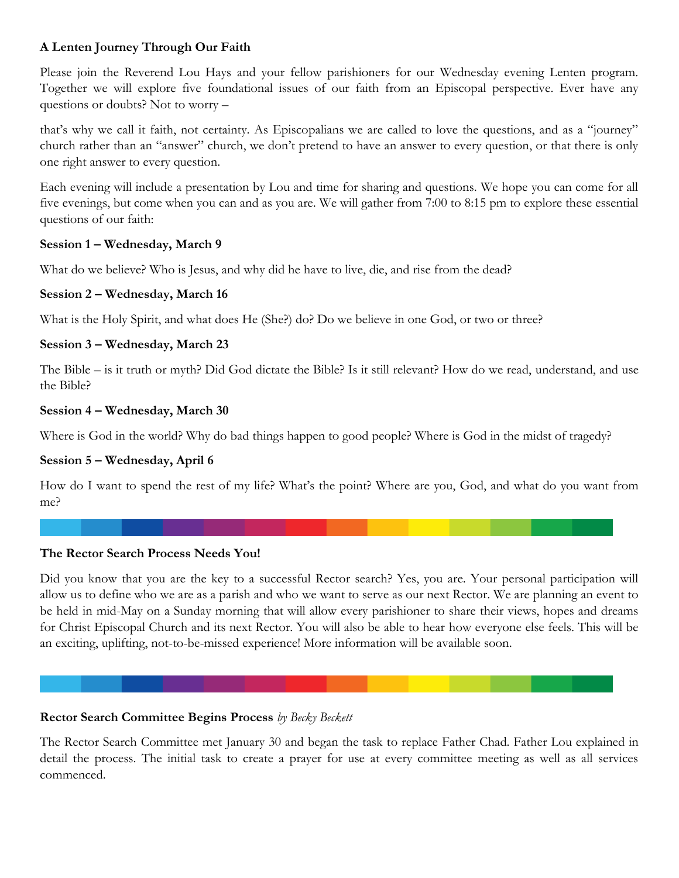**A Lenten Journey Through Our Faith**

Please join the Reverend Lou Hays and your fellow parishioners for our Wednesday evening Lenten program. Together we will explore five foundational issues of our faith from an Episcopal perspective. Ever have any questions or doubts? Not to worry –

that's why we call it faith, not certainty. As Episcopalians we are called to love the questions, and as a "journey" church rather than an "answer" church, we don't pretend to have an answer to every question, or that there is only one right answer to every question.

Each evening will include a presentation by Lou and time for sharing and questions. We hope you can come for all five evenings, but come when you can and as you are. We will gather from 7:00 to 8:15 pm to explore these essential questions of our faith:

**Session 1 – Wednesday, March 9**

What do we believe? Who is Jesus, and why did he have to live, die, and rise from the dead?

**Session 2 – Wednesday, March 16**

What is the Holy Spirit, and what does He (She?) do? Do we believe in one God, or two or three?

**Session 3 – Wednesday, March 23**

The Bible – is it truth or myth? Did God dictate the Bible? Is it still relevant? How do we read, understand, and use the Bible?

**Session 4 – Wednesday, March 30**

Where is God in the world? Why do bad things happen to good people? Where is God in the midst of tragedy?

**Session 5 – Wednesday, April 6**

How do I want to spend the rest of my life? What's the point? Where are you, God, and what do you want from me?

---

**The Rector Search Process Needs You!**

Did you know that you are the key to a successful Rector search? Yes, you are. Your personal participation will allow us to define who we are as a parish and who we want to serve as our next Rector. We are planning an event to be held in mid-May on a Sunday morning that will allow every parishioner to share their views, hopes and dreams for Christ Episcopal Church and its next Rector. You will also be able to hear how everyone else feels. This will be an exciting, uplifting, not-to-be-missed experience! More information will be available soon.

---

**Rector Search Committee Begins Process** *by Becky Beckett*

The Rector Search Committee met January 30 and began the task to replace Father Chad. Father Lou explained in detail the process. The initial task to create a prayer for use at every committee meeting as well as all services commenced.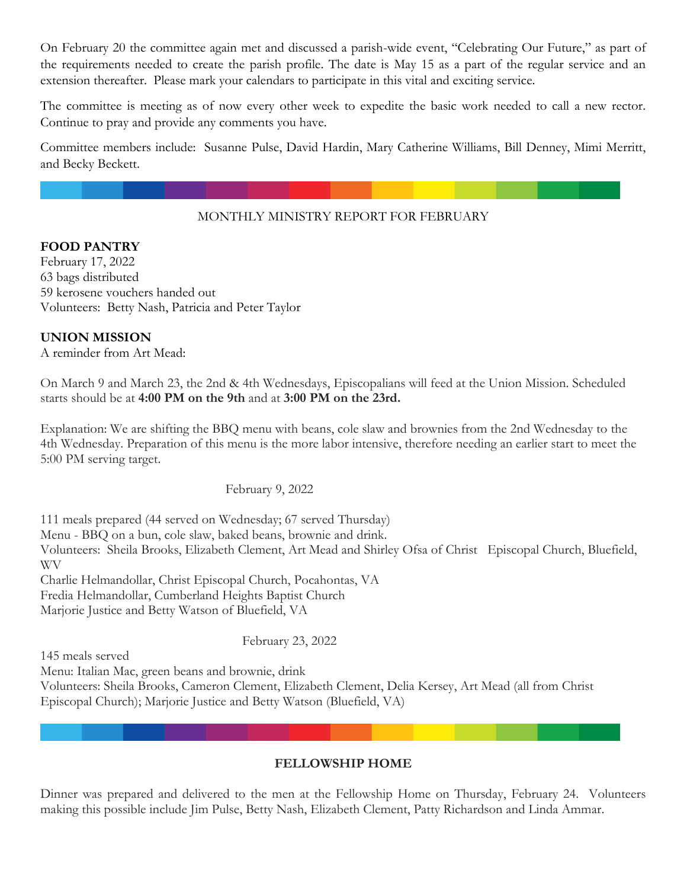On February 20 the committee again met and discussed a parish-wide event, "Celebrating Our Future," as part of the requirements needed to create the parish profile. The date is May 15 as a part of the regular service and an extension thereafter. Please mark your calendars to participate in this vital and exciting service.

The committee is meeting as of now every other week to expedite the basic work needed to call a new rector. Continue to pray and provide any comments you have.

Committee members include: Susanne Pulse, David Hardin, Mary Catherine Williams, Bill Denney, Mimi Merritt, and Becky Beckett.

---

MONTHLY MINISTRY REPORT FOR FEBRUARY

**FOOD PANTRY**
February 17, 2022
63 bags distributed
59 kerosene vouchers handed out
Volunteers: Betty Nash, Patricia and Peter Taylor

**UNION MISSION**
A reminder from Art Mead:

On March 9 and March 23, the 2nd & 4th Wednesdays, Episcopalians will feed at the Union Mission. Scheduled starts should be at **4:00 PM on the 9th** and at **3:00 PM on the 23rd.**

Explanation: We are shifting the BBQ menu with beans, cole slaw and brownies from the 2nd Wednesday to the 4th Wednesday. Preparation of this menu is the more labor intensive, therefore needing an earlier start to meet the 5:00 PM serving target.

February 9, 2022

111 meals prepared (44 served on Wednesday; 67 served Thursday)
Menu - BBQ on a bun, cole slaw, baked beans, brownie and drink.
Volunteers: Sheila Brooks, Elizabeth Clement, Art Mead and Shirley Ofsa of Christ Episcopal Church, Bluefield, WV
Charlie Helmandollar, Christ Episcopal Church, Pocahontas, VA
Fredia Helmandollar, Cumberland Heights Baptist Church
Marjorie Justice and Betty Watson of Bluefield, VA

February 23, 2022

145 meals served
Menu: Italian Mac, green beans and brownie, drink
Volunteers: Sheila Brooks, Cameron Clement, Elizabeth Clement, Delia Kersey, Art Mead (all from Christ Episcopal Church); Marjorie Justice and Betty Watson (Bluefield, VA)

---

**FELLOWSHIP HOME**

Dinner was prepared and delivered to the men at the Fellowship Home on Thursday, February 24. Volunteers making this possible include Jim Pulse, Betty Nash, Elizabeth Clement, Patty Richardson and Linda Ammar.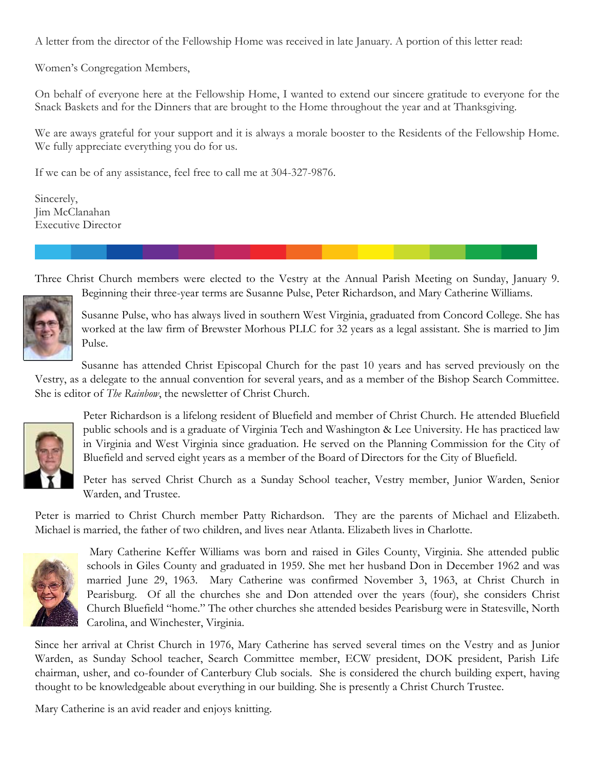A letter from the director of the Fellowship Home was received in late January. A portion of this letter read:

Women's Congregation Members,

On behalf of everyone here at the Fellowship Home, I wanted to extend our sincere gratitude to everyone for the Snack Baskets and for the Dinners that are brought to the Home throughout the year and at Thanksgiving.

We are aways grateful for your support and it is always a morale booster to the Residents of the Fellowship Home. We fully appreciate everything you do for us.

If we can be of any assistance, feel free to call me at 304-327-9876.

Sincerely,
Jim McClanahan
Executive Director

---

Three Christ Church members were elected to the Vestry at the Annual Parish Meeting on Sunday, January 9. Beginning their three-year terms are Susanne Pulse, Peter Richardson, and Mary Catherine Williams.

Susanne Pulse, who has always lived in southern West Virginia, graduated from Concord College. She has worked at the law firm of Brewster Morhous PLLC for 32 years as a legal assistant. She is married to Jim Pulse.

Susanne has attended Christ Episcopal Church for the past 10 years and has served previously on the Vestry, as a delegate to the annual convention for several years, and as a member of the Bishop Search Committee. She is editor of *The Rainbow*, the newsletter of Christ Church.

Peter Richardson is a lifelong resident of Bluefield and member of Christ Church. He attended Bluefield public schools and is a graduate of Virginia Tech and Washington & Lee University. He has practiced law in Virginia and West Virginia since graduation. He served on the Planning Commission for the City of Bluefield and served eight years as a member of the Board of Directors for the City of Bluefield.

Peter has served Christ Church as a Sunday School teacher, Vestry member, Junior Warden, Senior Warden, and Trustee.

Peter is married to Christ Church member Patty Richardson. They are the parents of Michael and Elizabeth. Michael is married, the father of two children, and lives near Atlanta. Elizabeth lives in Charlotte.

Mary Catherine Keffer Williams was born and raised in Giles County, Virginia. She attended public schools in Giles County and graduated in 1959. She met her husband Don in December 1962 and was married June 29, 1963. Mary Catherine was confirmed November 3, 1963, at Christ Church in Pearisburg. Of all the churches she and Don attended over the years (four), she considers Christ Church Bluefield "home." The other churches she attended besides Pearisburg were in Statesville, North Carolina, and Winchester, Virginia.

Since her arrival at Christ Church in 1976, Mary Catherine has served several times on the Vestry and as Junior Warden, as Sunday School teacher, Search Committee member, ECW president, DOK president, Parish Life chairman, usher, and co-founder of Canterbury Club socials. She is considered the church building expert, having thought to be knowledgeable about everything in our building. She is presently a Christ Church Trustee.

Mary Catherine is an avid reader and enjoys knitting.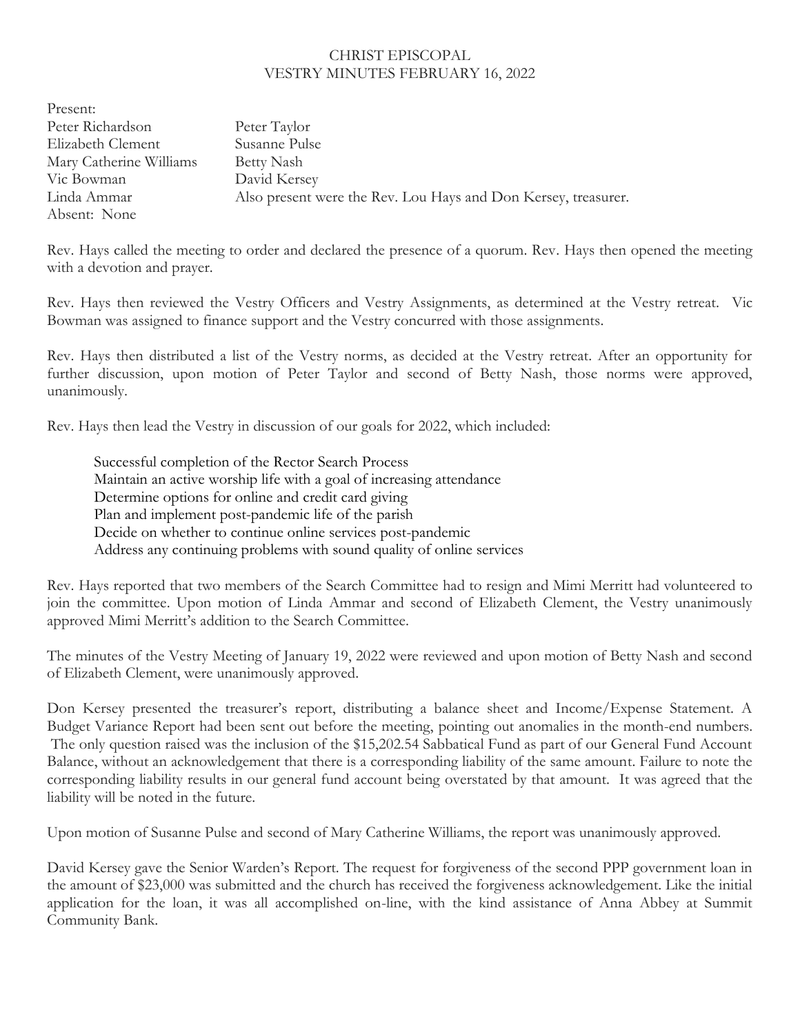# CHRIST EPISCOPAL
## VESTRY MINUTES FEBRUARY 16, 2022

Present:

| | |
|---|---|
| Peter Richardson | Peter Taylor |
| Elizabeth Clement | Susanne Pulse |
| Mary Catherine Williams | Betty Nash |
| Vic Bowman | David Kersey |
| Linda Ammar | Also present were the Rev. Lou Hays and Don Kersey, treasurer. |

Absent: None

Rev. Hays called the meeting to order and declared the presence of a quorum. Rev. Hays then opened the meeting with a devotion and prayer.

Rev. Hays then reviewed the Vestry Officers and Vestry Assignments, as determined at the Vestry retreat. Vic Bowman was assigned to finance support and the Vestry concurred with those assignments.

Rev. Hays then distributed a list of the Vestry norms, as decided at the Vestry retreat. After an opportunity for further discussion, upon motion of Peter Taylor and second of Betty Nash, those norms were approved, unanimously.

Rev. Hays then lead the Vestry in discussion of our goals for 2022, which included:

- Successful completion of the Rector Search Process
- Maintain an active worship life with a goal of increasing attendance
- Determine options for online and credit card giving
- Plan and implement post-pandemic life of the parish
- Decide on whether to continue online services post-pandemic
- Address any continuing problems with sound quality of online services

Rev. Hays reported that two members of the Search Committee had to resign and Mimi Merritt had volunteered to join the committee. Upon motion of Linda Ammar and second of Elizabeth Clement, the Vestry unanimously approved Mimi Merritt's addition to the Search Committee.

The minutes of the Vestry Meeting of January 19, 2022 were reviewed and upon motion of Betty Nash and second of Elizabeth Clement, were unanimously approved.

Don Kersey presented the treasurer's report, distributing a balance sheet and Income/Expense Statement. A Budget Variance Report had been sent out before the meeting, pointing out anomalies in the month-end numbers. The only question raised was the inclusion of the $15,202.54 Sabbatical Fund as part of our General Fund Account Balance, without an acknowledgement that there is a corresponding liability of the same amount. Failure to note the corresponding liability results in our general fund account being overstated by that amount. It was agreed that the liability will be noted in the future.

Upon motion of Susanne Pulse and second of Mary Catherine Williams, the report was unanimously approved.

David Kersey gave the Senior Warden's Report. The request for forgiveness of the second PPP government loan in the amount of $23,000 was submitted and the church has received the forgiveness acknowledgement. Like the initial application for the loan, it was all accomplished on-line, with the kind assistance of Anna Abbey at Summit Community Bank.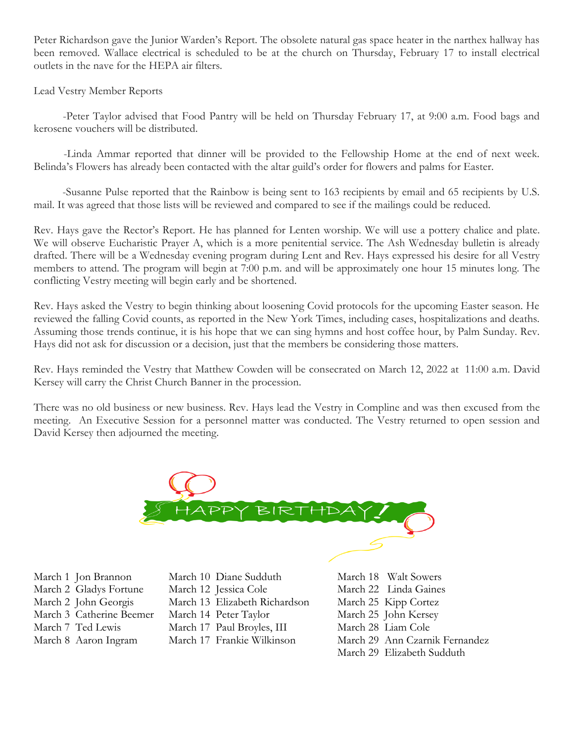Peter Richardson gave the Junior Warden's Report. The obsolete natural gas space heater in the narthex hallway has been removed. Wallace electrical is scheduled to be at the church on Thursday, February 17 to install electrical outlets in the nave for the HEPA air filters.

Lead Vestry Member Reports

-Peter Taylor advised that Food Pantry will be held on Thursday February 17, at 9:00 a.m. Food bags and kerosene vouchers will be distributed.

-Linda Ammar reported that dinner will be provided to the Fellowship Home at the end of next week. Belinda's Flowers has already been contacted with the altar guild's order for flowers and palms for Easter.

-Susanne Pulse reported that the Rainbow is being sent to 163 recipients by email and 65 recipients by U.S. mail. It was agreed that those lists will be reviewed and compared to see if the mailings could be reduced.

Rev. Hays gave the Rector's Report. He has planned for Lenten worship. We will use a pottery chalice and plate. We will observe Eucharistic Prayer A, which is a more penitential service. The Ash Wednesday bulletin is already drafted. There will be a Wednesday evening program during Lent and Rev. Hays expressed his desire for all Vestry members to attend. The program will begin at 7:00 p.m. and will be approximately one hour 15 minutes long. The conflicting Vestry meeting will begin early and be shortened.

Rev. Hays asked the Vestry to begin thinking about loosening Covid protocols for the upcoming Easter season. He reviewed the falling Covid counts, as reported in the New York Times, including cases, hospitalizations and deaths. Assuming those trends continue, it is his hope that we can sing hymns and host coffee hour, by Palm Sunday. Rev. Hays did not ask for discussion or a decision, just that the members be considering those matters.

Rev. Hays reminded the Vestry that Matthew Cowden will be consecrated on March 12, 2022 at 11:00 a.m. David Kersey will carry the Christ Church Banner in the procession.

There was no old business or new business. Rev. Hays lead the Vestry in Compline and was then excused from the meeting. An Executive Session for a personnel matter was conducted. The Vestry returned to open session and David Kersey then adjourned the meeting.

## HAPPY BIRTHDAY!

March 1 Jon Brannon
March 2 Gladys Fortune
March 2 John Georgis
March 3 Catherine Beemer
March 7 Ted Lewis
March 8 Aaron Ingram
March 10 Diane Sudduth
March 12 Jessica Cole
March 13 Elizabeth Richardson
March 14 Peter Taylor
March 17 Paul Broyles, III
March 17 Frankie Wilkinson
March 18 Walt Sowers
March 22 Linda Gaines
March 25 Kipp Cortez
March 25 John Kersey
March 28 Liam Cole
March 29 Ann Czarnik Fernandez
March 29 Elizabeth Sudduth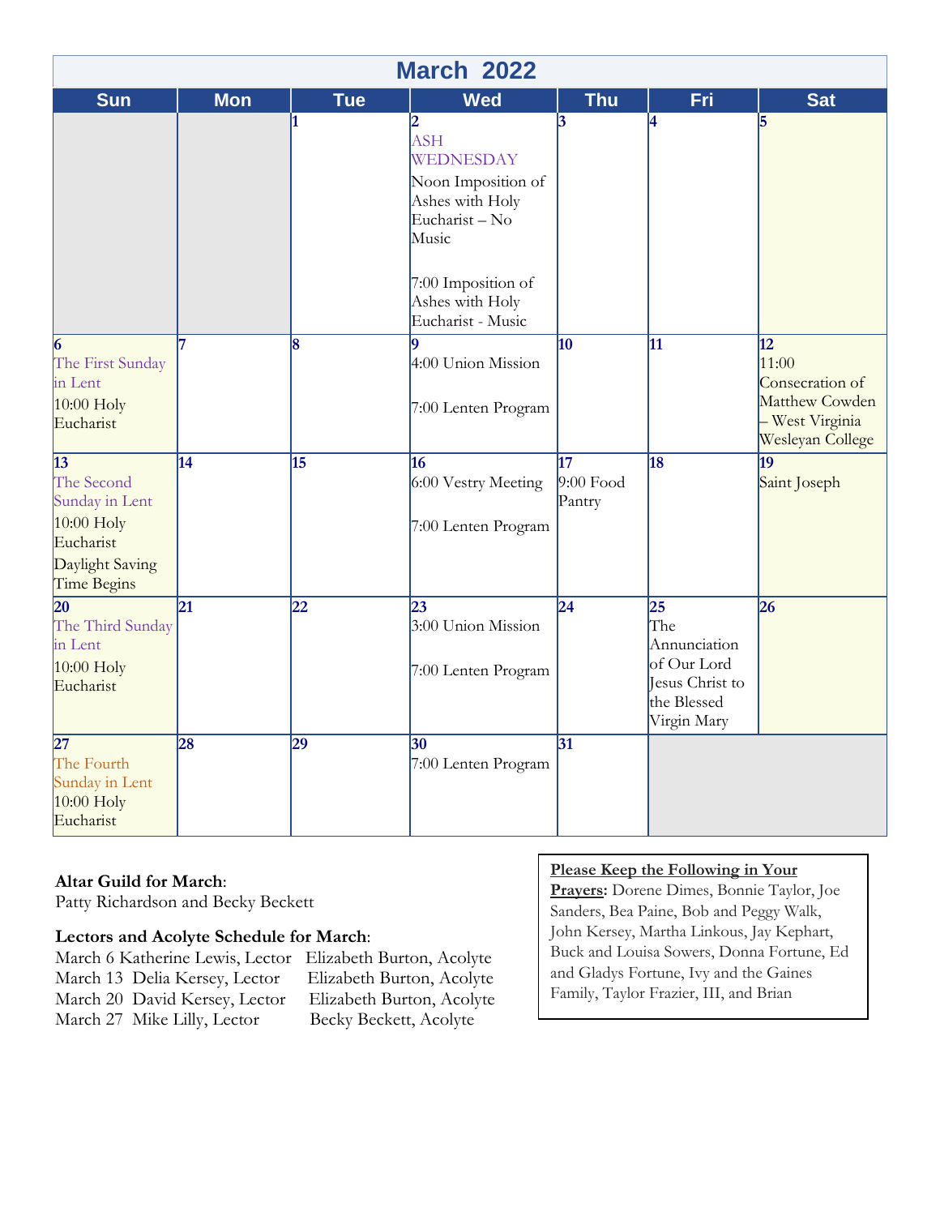# March 2022

| Sun | Mon | Tue | Wed | Thu | Fri | Sat |
|---|---|---|---|---|---|---|
| | | 1 | 2 ASH WEDNESDAY Noon Imposition of Ashes with Holy Eucharist – No Music 7:00 Imposition of Ashes with Holy Eucharist - Music | 3 | 4 | 5 |
| 6 The First Sunday in Lent 10:00 Holy Eucharist | 7 | 8 | 9 4:00 Union Mission 7:00 Lenten Program | 10 | 11 | 12 11:00 Consecration of Matthew Cowden – West Virginia Wesleyan College |
| 13 The Second Sunday in Lent 10:00 Holy Eucharist Daylight Saving Time Begins | 14 | 15 | 16 6:00 Vestry Meeting 7:00 Lenten Program | 17 9:00 Food Pantry | 18 | 19 Saint Joseph |
| 20 The Third Sunday in Lent 10:00 Holy Eucharist | 21 | 22 | 23 3:00 Union Mission 7:00 Lenten Program | 24 | 25 The Annunciation of Our Lord Jesus Christ to the Blessed Virgin Mary | 26 |
| 27 The Fourth Sunday in Lent 10:00 Holy Eucharist | 28 | 29 | 30 7:00 Lenten Program | 31 | | |

**Altar Guild for March**:
Patty Richardson and Becky Beckett

**Lectors and Acolyte Schedule for March**:

| | | |
|---|---|---|
| March 6 | Katherine Lewis, Lector | Elizabeth Burton, Acolyte |
| March 13 | Delia Kersey, Lector | Elizabeth Burton, Acolyte |
| March 20 | David Kersey, Lector | Elizabeth Burton, Acolyte |
| March 27 | Mike Lilly, Lector | Becky Beckett, Acolyte |

**Please Keep the Following in Your Prayers:** Dorene Dimes, Bonnie Taylor, Joe Sanders, Bea Paine, Bob and Peggy Walk, John Kersey, Martha Linkous, Jay Kephart, Buck and Louisa Sowers, Donna Fortune, Ed and Gladys Fortune, Ivy and the Gaines Family, Taylor Frazier, III, and Brian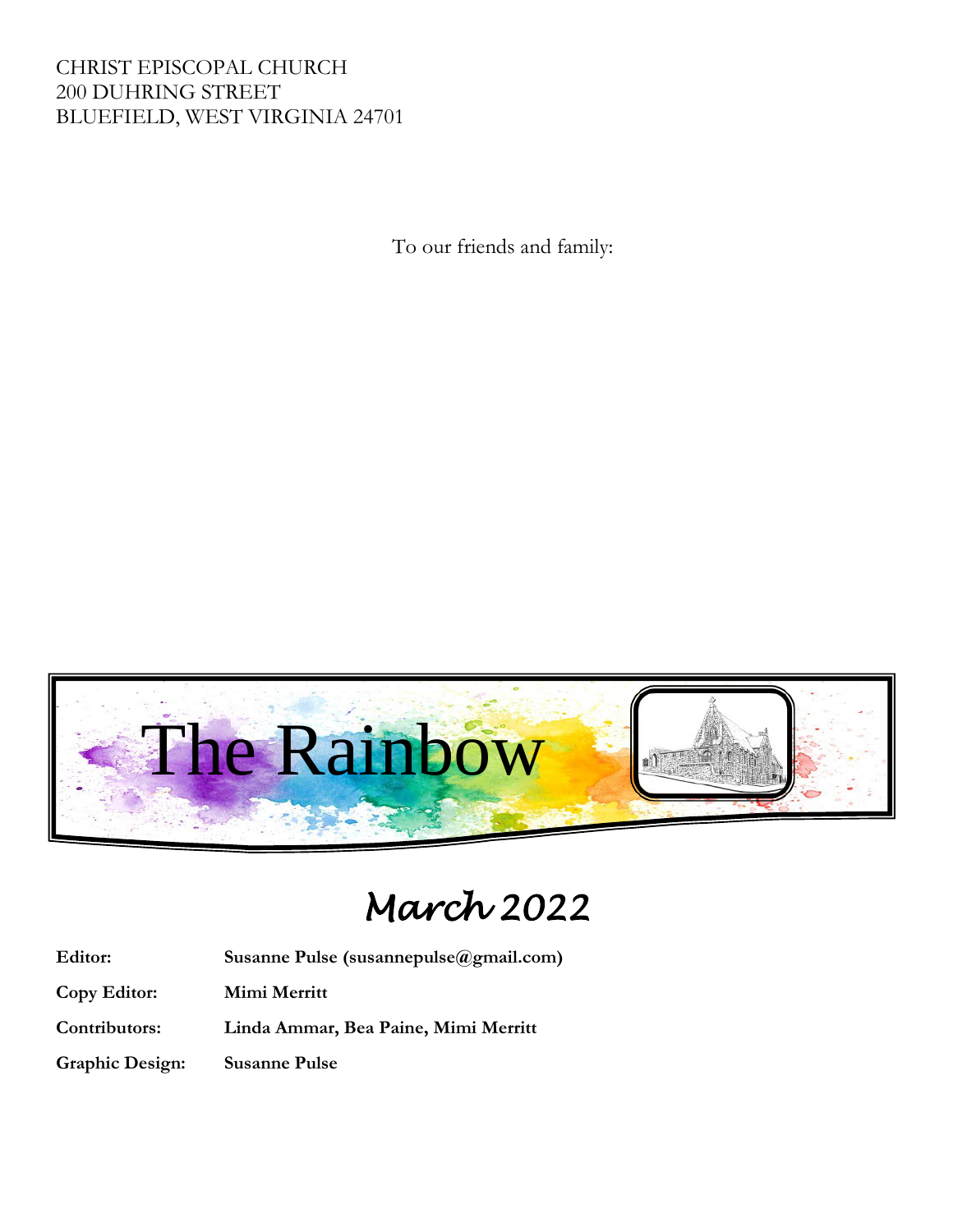CHRIST EPISCOPAL CHURCH
200 DUHRING STREET
BLUEFIELD, WEST VIRGINIA 24701

To our friends and family:

# The Rainbow

## *March 2022*

**Editor:** **Susanne Pulse (susannepulse@gmail.com)**

**Copy Editor:** **Mimi Merritt**

**Contributors:** **Linda Ammar, Bea Paine, Mimi Merritt**

**Graphic Design:** **Susanne Pulse**